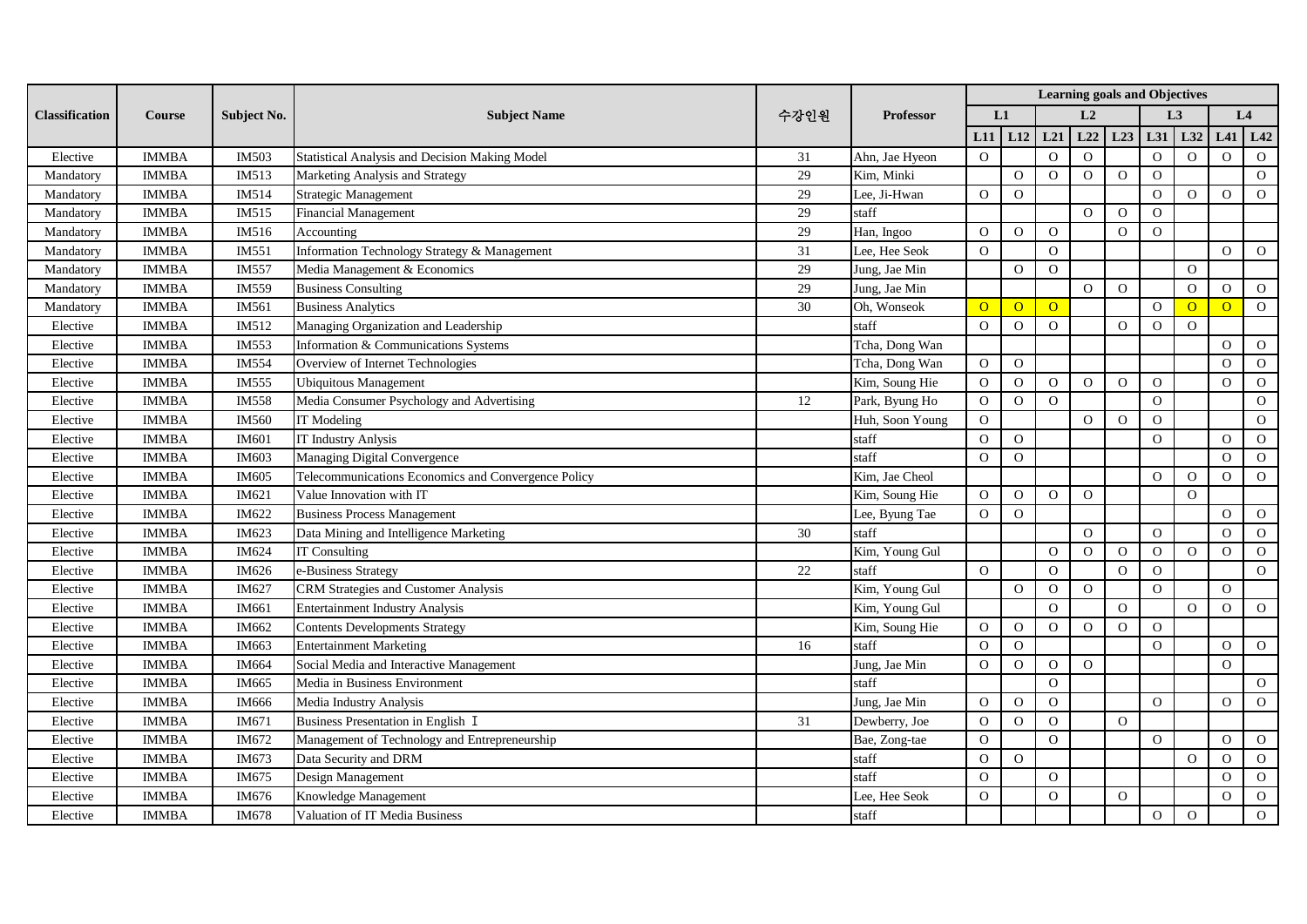| Classification | Course | Subject No. | Subject Name | 수강인원 | Professor | Learning goals and Objectives | | | | | | | | |
|---|---|---|---|---|---|---|---|---|---|---|---|---|---|---|
| | | | | | | L1 | | L2 | | | L3 | | L4 | |
| | | | | | | L11 | L12 | L21 | L22 | L23 | L31 | L32 | L41 | L42 |
| Elective | IMMBA | IM503 | Statistical Analysis and Decision Making Model | 31 | Ahn, Jae Hyeon | O | | O | O | | O | O | O | O |
| Mandatory | IMMBA | IM513 | Marketing Analysis and Strategy | 29 | Kim, Minki | | O | O | O | O | O | | | O |
| Mandatory | IMMBA | IM514 | Strategic Management | 29 | Lee, Ji-Hwan | O | O | | | | O | O | O | O |
| Mandatory | IMMBA | IM515 | Financial Management | 29 | staff | | | | O | O | O | | | |
| Mandatory | IMMBA | IM516 | Accounting | 29 | Han, Ingoo | O | O | O | | O | O | | | |
| Mandatory | IMMBA | IM551 | Information Technology Strategy & Management | 31 | Lee, Hee Seok | O | | O | | | | | O | O |
| Mandatory | IMMBA | IM557 | Media Management & Economics | 29 | Jung, Jae Min | | O | O | | | | O | | |
| Mandatory | IMMBA | IM559 | Business Consulting | 29 | Jung, Jae Min | | | | O | O | | O | O | O |
| Mandatory | IMMBA | IM561 | Business Analytics | 30 | Oh, Wonseok | O | O | O | | | O | O | O | O |
| Elective | IMMBA | IM512 | Managing Organization and Leadership | | staff | O | O | O | | O | O | O | | |
| Elective | IMMBA | IM553 | Information & Communications Systems | | Tcha, Dong Wan | | | | | | | | O | O |
| Elective | IMMBA | IM554 | Overview of Internet Technologies | | Tcha, Dong Wan | O | O | | | | | | O | O |
| Elective | IMMBA | IM555 | Ubiquitous Management | | Kim, Soung Hie | O | O | O | O | O | O | | O | O |
| Elective | IMMBA | IM558 | Media Consumer Psychology and Advertising | 12 | Park, Byung Ho | O | O | O | | | O | | | O |
| Elective | IMMBA | IM560 | IT Modeling | | Huh, Soon Young | O | | | O | O | O | | | O |
| Elective | IMMBA | IM601 | IT Industry Anlysis | | staff | O | O | | | | O | | O | O |
| Elective | IMMBA | IM603 | Managing Digital Convergence | | staff | O | O | | | | | | O | O |
| Elective | IMMBA | IM605 | Telecommunications Economics and Convergence Policy | | Kim, Jae Cheol | | | | | | O | O | O | O |
| Elective | IMMBA | IM621 | Value Innovation with IT | | Kim, Soung Hie | O | O | O | O | | | O | | |
| Elective | IMMBA | IM622 | Business Process Management | | Lee, Byung Tae | O | O | | | | | | O | O |
| Elective | IMMBA | IM623 | Data Mining and Intelligence Marketing | 30 | staff | | | | O | | O | | O | O |
| Elective | IMMBA | IM624 | IT Consulting | | Kim, Young Gul | | | O | O | O | O | O | O | O |
| Elective | IMMBA | IM626 | e-Business Strategy | 22 | staff | O | | O | | O | O | | | O |
| Elective | IMMBA | IM627 | CRM Strategies and Customer Analysis | | Kim, Young Gul | | O | O | O | | O | | O | |
| Elective | IMMBA | IM661 | Entertainment Industry Analysis | | Kim, Young Gul | | | O | | O | | O | O | O |
| Elective | IMMBA | IM662 | Contents Developments Strategy | | Kim, Soung Hie | O | O | O | O | O | O | | | |
| Elective | IMMBA | IM663 | Entertainment Marketing | 16 | staff | O | O | | | | O | | O | O |
| Elective | IMMBA | IM664 | Social Media and Interactive Management | | Jung, Jae Min | O | O | O | O | | | | O | |
| Elective | IMMBA | IM665 | Media in Business Environment | | staff | | | O | | | | | | O |
| Elective | IMMBA | IM666 | Media Industry Analysis | | Jung, Jae Min | O | O | O | | | O | | O | O |
| Elective | IMMBA | IM671 | Business Presentation in English Ⅰ | 31 | Dewberry, Joe | O | O | O | | O | | | | |
| Elective | IMMBA | IM672 | Management of Technology and Entrepreneurship | | Bae, Zong-tae | O | | O | | | O | | O | O |
| Elective | IMMBA | IM673 | Data Security and DRM | | staff | O | O | | | | | O | O | O |
| Elective | IMMBA | IM675 | Design Management | | staff | O | | O | | | | | O | O |
| Elective | IMMBA | IM676 | Knowledge Management | | Lee, Hee Seok | O | | O | | O | | | O | O |
| Elective | IMMBA | IM678 | Valuation of IT Media Business | | staff | | | | | | O | O | | O |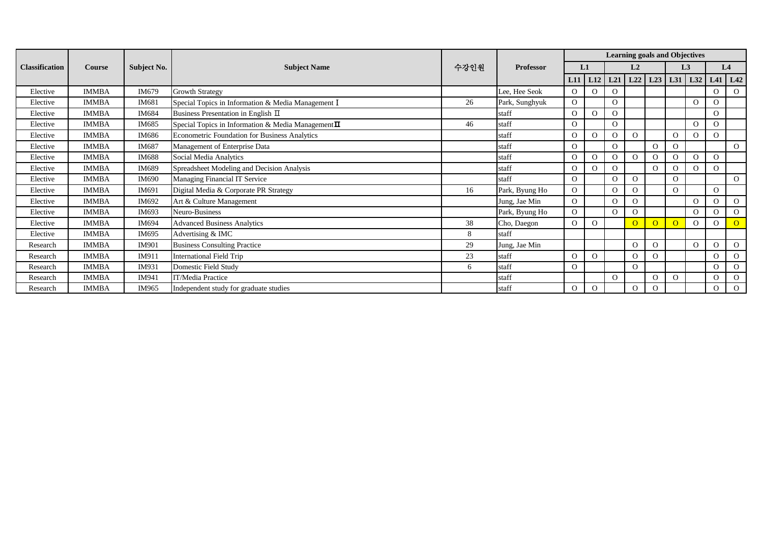| Classification | Course | Subject No. | Subject Name | 수강인원 | Professor | Learning goals and Objectives | | | | | | | | |
|---|---|---|---|---|---|---|---|---|---|---|---|---|---|---|
| | | | | | | L1 | | L2 | | | L3 | | L4 | |
| | | | | | | L11 | L12 | L21 | L22 | L23 | L31 | L32 | L41 | L42 |
| Elective | IMMBA | IM679 | Growth Strategy | | Lee, Hee Seok | O | O | O | | | | | O | O |
| Elective | IMMBA | IM681 | Special Topics in Information & Media Management Ⅰ | 26 | Park, Sunghyuk | O | | O | | | | O | O | |
| Elective | IMMBA | IM684 | Business Presentation in English Ⅱ | | staff | O | O | O | | | | | O | |
| Elective | IMMBA | IM685 | Special Topics in Information & Media Management Ⅱ | 46 | staff | O | | O | | | | O | O | |
| Elective | IMMBA | IM686 | Econometric Foundation for Business Analytics | | staff | O | O | O | O | | O | O | O | |
| Elective | IMMBA | IM687 | Management of Enterprise Data | | staff | O | | O | | O | O | | | O |
| Elective | IMMBA | IM688 | Social Media Analytics | | staff | O | O | O | O | O | O | O | O | |
| Elective | IMMBA | IM689 | Spreadsheet Modeling and Decision Analysis | | staff | O | O | O | | O | O | O | O | |
| Elective | IMMBA | IM690 | Managing Financial IT Service | | staff | O | | O | O | | O | | | O |
| Elective | IMMBA | IM691 | Digital Media & Corporate PR Strategy | 16 | Park, Byung Ho | O | | O | O | | O | | O | |
| Elective | IMMBA | IM692 | Art & Culture Management | | Jung, Jae Min | O | | O | O | | | O | O | O |
| Elective | IMMBA | IM693 | Neuro-Business | | Park, Byung Ho | O | | O | O | | | O | O | O |
| Elective | IMMBA | IM694 | Advanced Business Analytics | 38 | Cho, Daegon | O | O | | O | O | O | O | O | O |
| Elective | IMMBA | IM695 | Advertising & IMC | 8 | staff | | | | | | | | | |
| Research | IMMBA | IM901 | Business Consulting Practice | 29 | Jung, Jae Min | | | | O | O | | O | O | O |
| Research | IMMBA | IM911 | International Field Trip | 23 | staff | O | O | | O | O | | | O | |
| Research | IMMBA | IM931 | Domestic Field Study | 6 | staff | O | | | O | | | | O | O |
| Research | IMMBA | IM941 | IT/Media Practice | | staff | | | O | | O | O | | O | O |
| Research | IMMBA | IM965 | Independent study for graduate studies | | staff | O | O | | O | O | | | O | O |